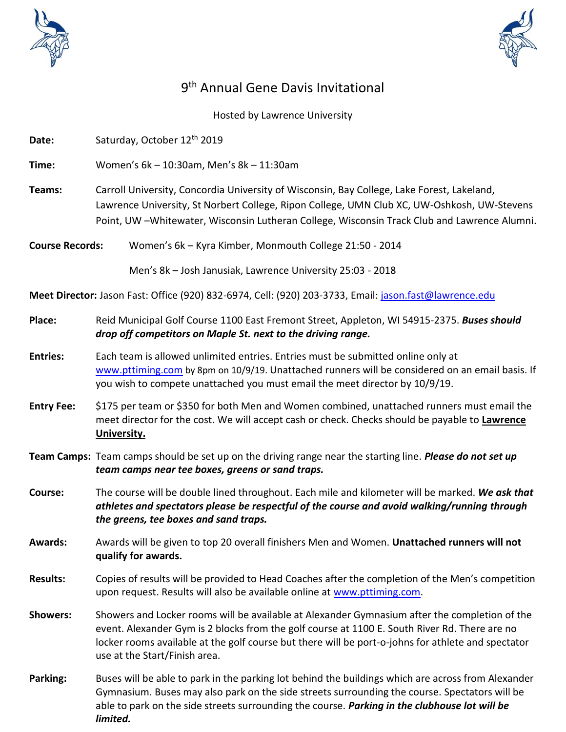# 9th Annual Gene Davis Invitational

Hosted by Lawrence University

**Date:** Saturday, October 12th 2019

**Time:** Women's 6k – 10:30am, Men's 8k – 11:30am

**Teams:** Carroll University, Concordia University of Wisconsin, Bay College, Lake Forest, Lakeland, Lawrence University, St Norbert College, Ripon College, UMN Club XC, UW-Oshkosh, UW-Stevens Point, UW –Whitewater, Wisconsin Lutheran College, Wisconsin Track Club and Lawrence Alumni.

**Course Records:** Women's 6k – Kyra Kimber, Monmouth College 21:50 - 2014

Men's 8k – Josh Janusiak, Lawrence University 25:03 - 2018

**Meet Director:** Jason Fast: Office (920) 832-6974, Cell: (920) 203-3733, Email: jason.fast@lawrence.edu

**Place:** Reid Municipal Golf Course 1100 East Fremont Street, Appleton, WI 54915-2375. ***Buses should drop off competitors on Maple St. next to the driving range.***

**Entries:** Each team is allowed unlimited entries. Entries must be submitted online only at www.pttiming.com by 8pm on 10/9/19. Unattached runners will be considered on an email basis. If you wish to compete unattached you must email the meet director by 10/9/19.

**Entry Fee:** $175 per team or $350 for both Men and Women combined, unattached runners must email the meet director for the cost. We will accept cash or check. Checks should be payable to **Lawrence University.**

**Team Camps:** Team camps should be set up on the driving range near the starting line. ***Please do not set up team camps near tee boxes, greens or sand traps.***

**Course:** The course will be double lined throughout. Each mile and kilometer will be marked. ***We ask that athletes and spectators please be respectful of the course and avoid walking/running through the greens, tee boxes and sand traps.***

**Awards:** Awards will be given to top 20 overall finishers Men and Women. **Unattached runners will not qualify for awards.**

**Results:** Copies of results will be provided to Head Coaches after the completion of the Men's competition upon request. Results will also be available online at www.pttiming.com.

**Showers:** Showers and Locker rooms will be available at Alexander Gymnasium after the completion of the event. Alexander Gym is 2 blocks from the golf course at 1100 E. South River Rd. There are no locker rooms available at the golf course but there will be port-o-johns for athlete and spectator use at the Start/Finish area.

**Parking:** Buses will be able to park in the parking lot behind the buildings which are across from Alexander Gymnasium. Buses may also park on the side streets surrounding the course. Spectators will be able to park on the side streets surrounding the course. ***Parking in the clubhouse lot will be limited.***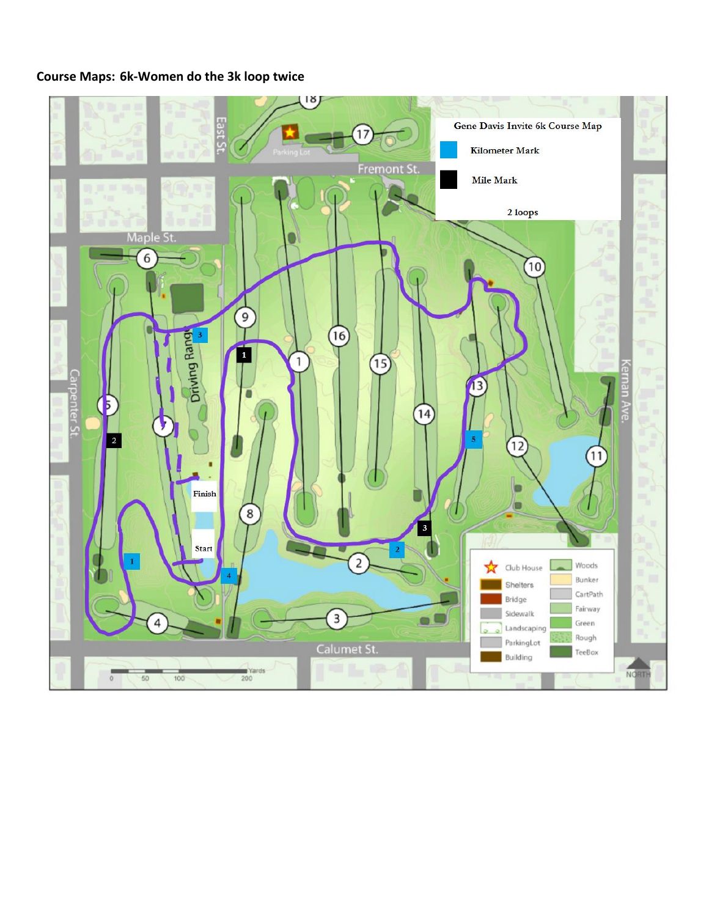**Course Maps: 6k-Women do the 3k loop twice**

Gene Davis Invite 6k Course Map

Kilometer Mark

Mile Mark

2 loops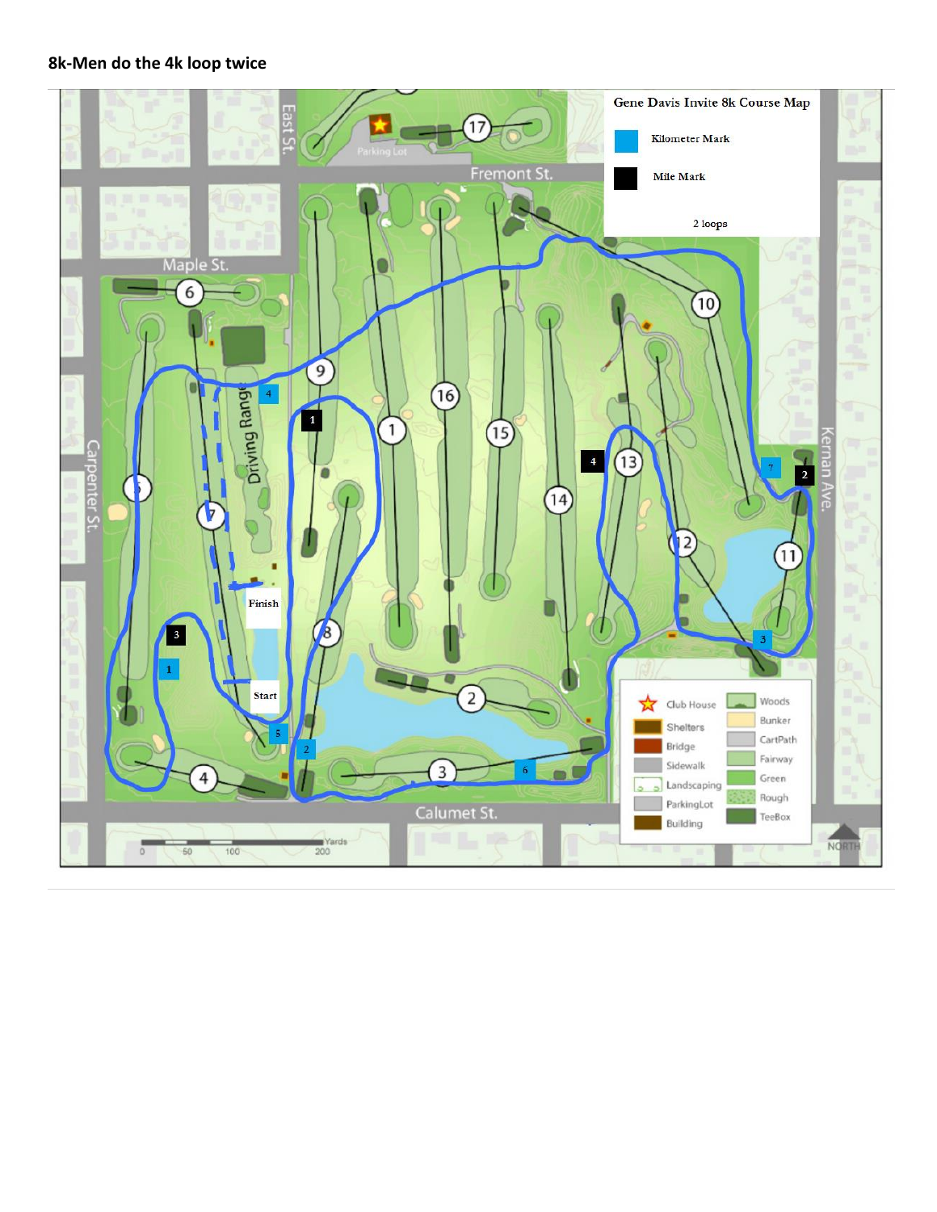**8k-Men do the 4k loop twice**

Gene Davis Invite 8k Course Map

Kilometer Mark

Mile Mark

2 loops

East St.

Fremont St.

Maple St.

Parking Lot

Carpenter St.

Kernan Ave.

Calumet St.

Driving Range

Finish

Start

Club House

Shelters

Bridge

Sidewalk

Landscaping

ParkingLot

Building

Woods

Bunker

CartPath

Fairway

Green

Rough

TeeBox

0 50 100 200 Yards

NORTH